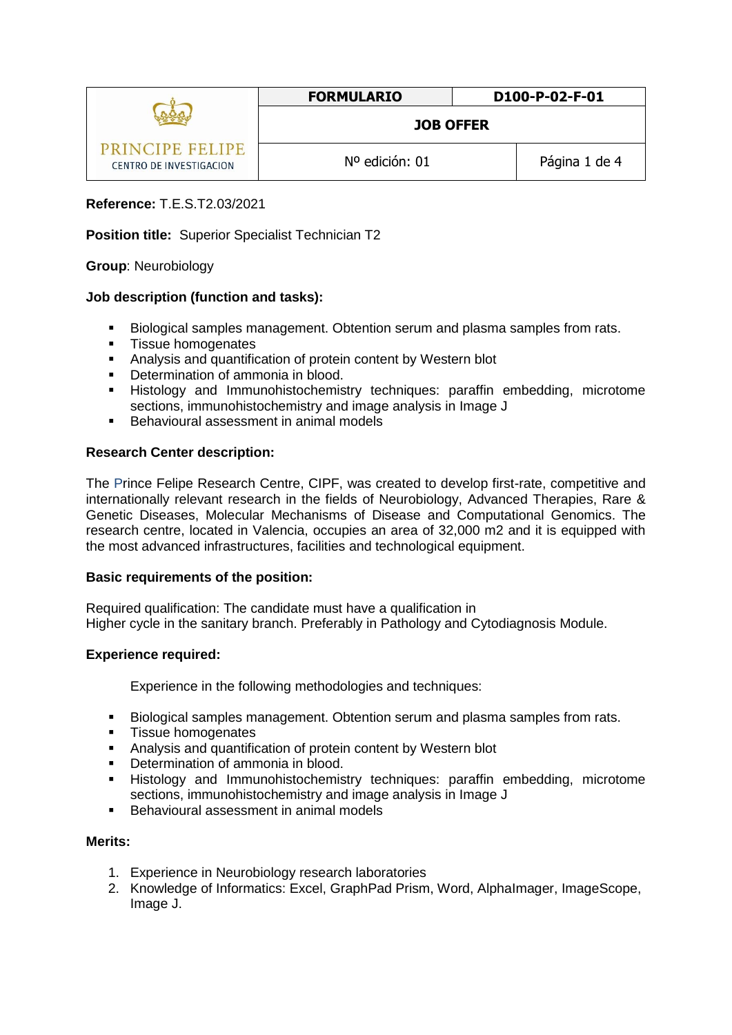| PRINCIPE FELIPE CENTRO DE INVESTIGACION | FORMULARIO | D100-P-02-F-01 |
|---|---|---|
| | JOB OFFER | |
| | Nº edición: 01 | |

**Reference:** T.E.S.T2.03/2021

**Position title:** Superior Specialist Technician T2

**Group**: Neurobiology

**Job description (function and tasks):**

- Biological samples management. Obtention serum and plasma samples from rats.
- Tissue homogenates
- Analysis and quantification of protein content by Western blot
- Determination of ammonia in blood.
- Histology and Immunohistochemistry techniques: paraffin embedding, microtome sections, immunohistochemistry and image analysis in Image J
- Behavioural assessment in animal models

**Research Center description:**

The Prince Felipe Research Centre, CIPF, was created to develop first-rate, competitive and internationally relevant research in the fields of Neurobiology, Advanced Therapies, Rare & Genetic Diseases, Molecular Mechanisms of Disease and Computational Genomics. The research centre, located in Valencia, occupies an area of 32,000 m2 and it is equipped with the most advanced infrastructures, facilities and technological equipment.

**Basic requirements of the position:**

Required qualification: The candidate must have a qualification in
Higher cycle in the sanitary branch. Preferably in Pathology and Cytodiagnosis Module.

**Experience required:**

Experience in the following methodologies and techniques:

- Biological samples management. Obtention serum and plasma samples from rats.
- Tissue homogenates
- Analysis and quantification of protein content by Western blot
- Determination of ammonia in blood.
- Histology and Immunohistochemistry techniques: paraffin embedding, microtome sections, immunohistochemistry and image analysis in Image J
- Behavioural assessment in animal models

**Merits:**

1. Experience in Neurobiology research laboratories
2. Knowledge of Informatics: Excel, GraphPad Prism, Word, AlphaImager, ImageScope, Image J.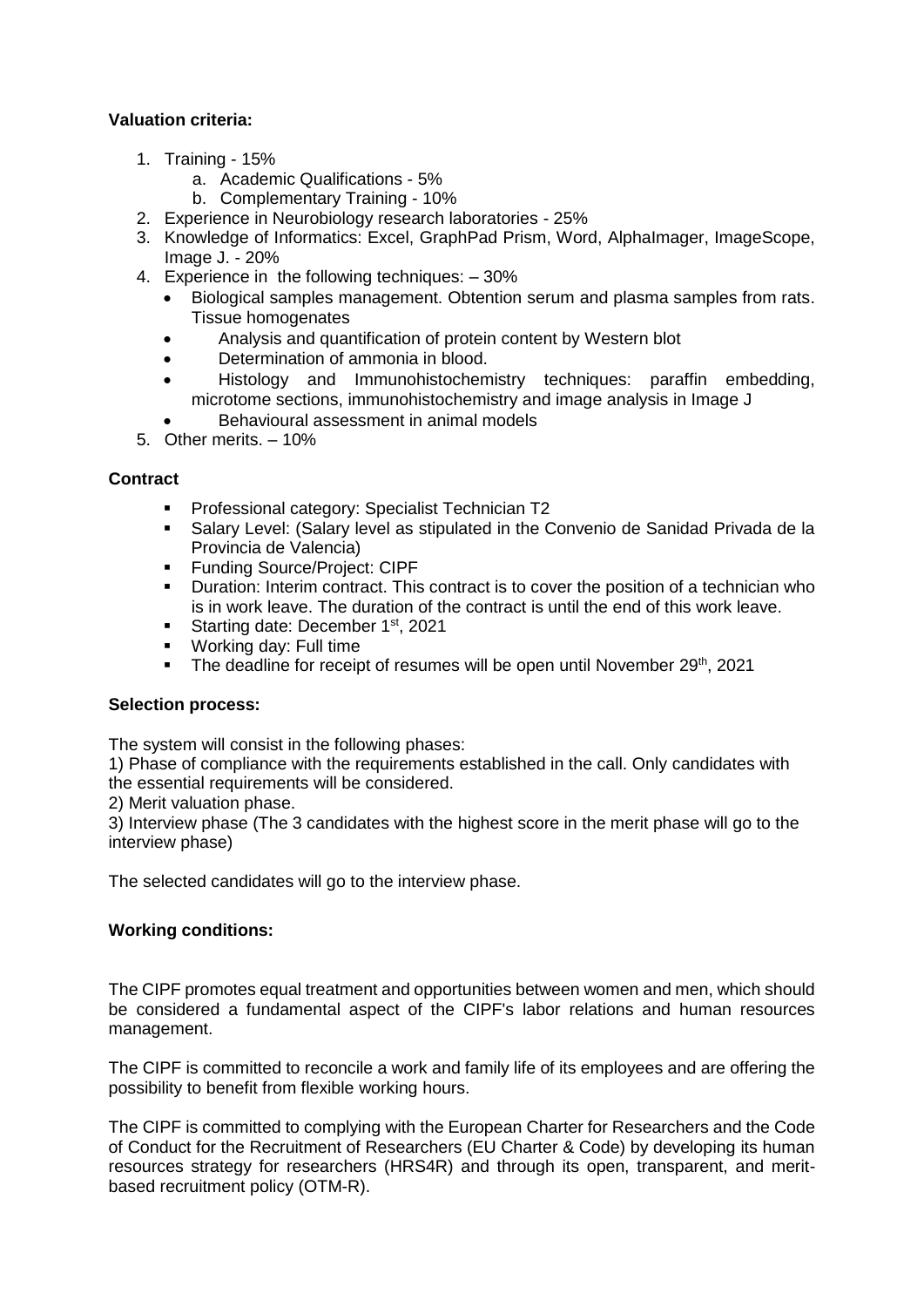**Valuation criteria:**

1. Training - 15%
   a. Academic Qualifications - 5%
   b. Complementary Training - 10%
2. Experience in Neurobiology research laboratories - 25%
3. Knowledge of Informatics: Excel, GraphPad Prism, Word, AlphaImager, ImageScope, Image J. - 20%
4. Experience in the following techniques: – 30%
   - Biological samples management. Obtention serum and plasma samples from rats. Tissue homogenates
   - Analysis and quantification of protein content by Western blot
   - Determination of ammonia in blood.
   - Histology and Immunohistochemistry techniques: paraffin embedding, microtome sections, immunohistochemistry and image analysis in Image J
   - Behavioural assessment in animal models
5. Other merits. – 10%

**Contract**

- Professional category: Specialist Technician T2
- Salary Level: (Salary level as stipulated in the Convenio de Sanidad Privada de la Provincia de Valencia)
- Funding Source/Project: CIPF
- Duration: Interim contract. This contract is to cover the position of a technician who is in work leave. The duration of the contract is until the end of this work leave.
- Starting date: December 1st, 2021
- Working day: Full time
- The deadline for receipt of resumes will be open until November 29th, 2021

**Selection process:**

The system will consist in the following phases:

1) Phase of compliance with the requirements established in the call. Only candidates with the essential requirements will be considered.

2) Merit valuation phase.

3) Interview phase (The 3 candidates with the highest score in the merit phase will go to the interview phase)

The selected candidates will go to the interview phase.

**Working conditions:**

The CIPF promotes equal treatment and opportunities between women and men, which should be considered a fundamental aspect of the CIPF's labor relations and human resources management.

The CIPF is committed to reconcile a work and family life of its employees and are offering the possibility to benefit from flexible working hours.

The CIPF is committed to complying with the European Charter for Researchers and the Code of Conduct for the Recruitment of Researchers (EU Charter & Code) by developing its human resources strategy for researchers (HRS4R) and through its open, transparent, and merit-based recruitment policy (OTM-R).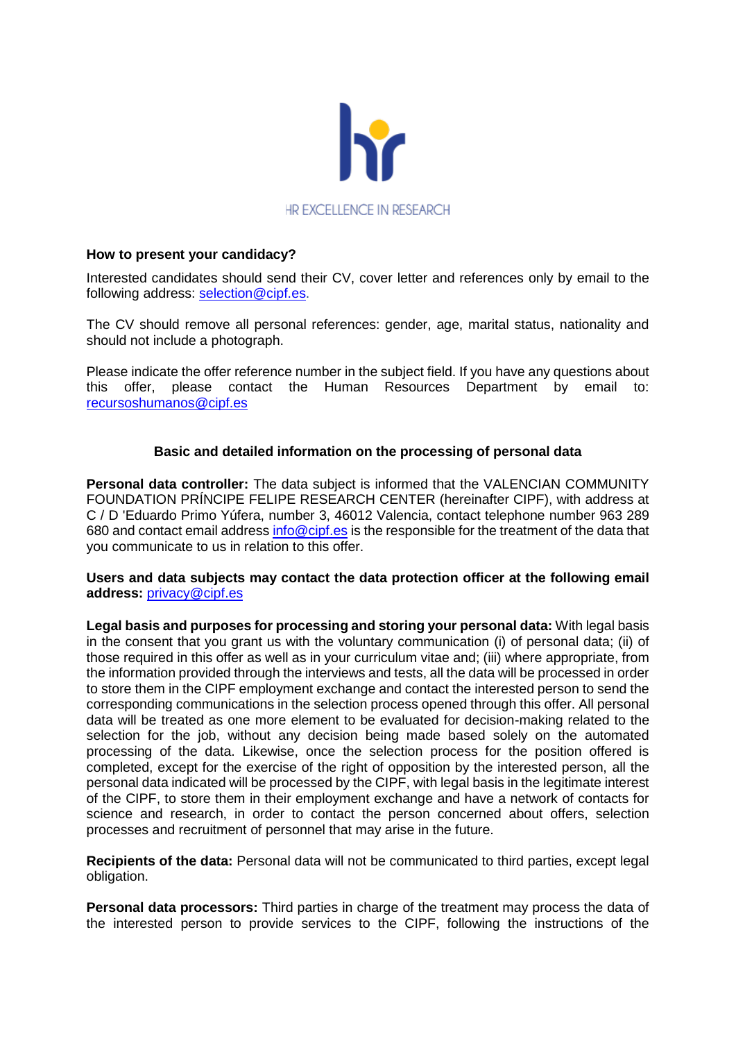HR EXCELLENCE IN RESEARCH

**How to present your candidacy?**

Interested candidates should send their CV, cover letter and references only by email to the following address: selection@cipf.es.

The CV should remove all personal references: gender, age, marital status, nationality and should not include a photograph.

Please indicate the offer reference number in the subject field. If you have any questions about this offer, please contact the Human Resources Department by email to: recursoshumanos@cipf.es

**Basic and detailed information on the processing of personal data**

**Personal data controller:** The data subject is informed that the VALENCIAN COMMUNITY FOUNDATION PRÍNCIPE FELIPE RESEARCH CENTER (hereinafter CIPF), with address at C / D 'Eduardo Primo Yúfera, number 3, 46012 Valencia, contact telephone number 963 289 680 and contact email address info@cipf.es is the responsible for the treatment of the data that you communicate to us in relation to this offer.

**Users and data subjects may contact the data protection officer at the following email address:** privacy@cipf.es

**Legal basis and purposes for processing and storing your personal data:** With legal basis in the consent that you grant us with the voluntary communication (i) of personal data; (ii) of those required in this offer as well as in your curriculum vitae and; (iii) where appropriate, from the information provided through the interviews and tests, all the data will be processed in order to store them in the CIPF employment exchange and contact the interested person to send the corresponding communications in the selection process opened through this offer. All personal data will be treated as one more element to be evaluated for decision-making related to the selection for the job, without any decision being made based solely on the automated processing of the data. Likewise, once the selection process for the position offered is completed, except for the exercise of the right of opposition by the interested person, all the personal data indicated will be processed by the CIPF, with legal basis in the legitimate interest of the CIPF, to store them in their employment exchange and have a network of contacts for science and research, in order to contact the person concerned about offers, selection processes and recruitment of personnel that may arise in the future.

**Recipients of the data:** Personal data will not be communicated to third parties, except legal obligation.

**Personal data processors:** Third parties in charge of the treatment may process the data of the interested person to provide services to the CIPF, following the instructions of the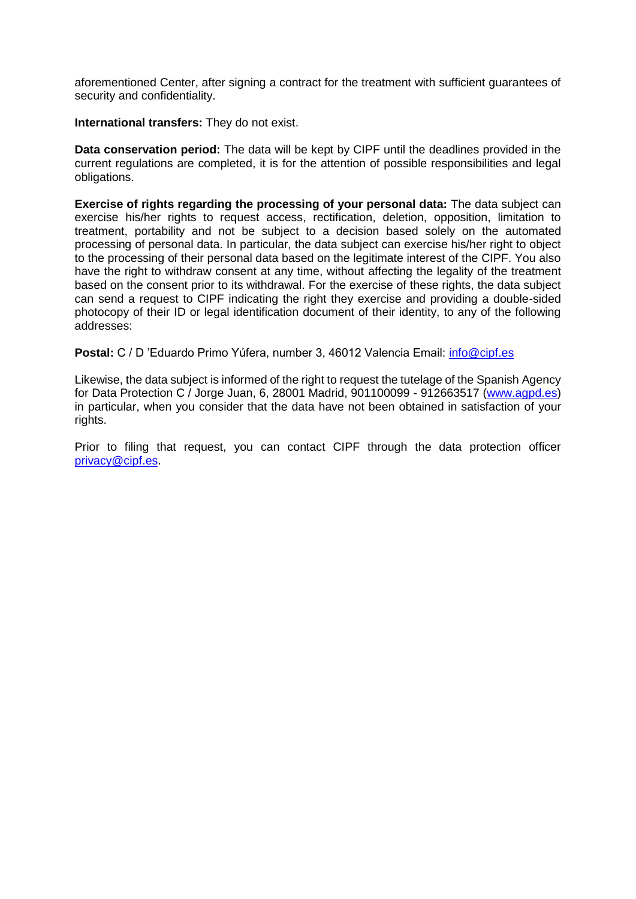aforementioned Center, after signing a contract for the treatment with sufficient guarantees of security and confidentiality.

**International transfers:** They do not exist.

**Data conservation period:** The data will be kept by CIPF until the deadlines provided in the current regulations are completed, it is for the attention of possible responsibilities and legal obligations.

**Exercise of rights regarding the processing of your personal data:** The data subject can exercise his/her rights to request access, rectification, deletion, opposition, limitation to treatment, portability and not be subject to a decision based solely on the automated processing of personal data. In particular, the data subject can exercise his/her right to object to the processing of their personal data based on the legitimate interest of the CIPF. You also have the right to withdraw consent at any time, without affecting the legality of the treatment based on the consent prior to its withdrawal. For the exercise of these rights, the data subject can send a request to CIPF indicating the right they exercise and providing a double-sided photocopy of their ID or legal identification document of their identity, to any of the following addresses:

**Postal:** C / D 'Eduardo Primo Yúfera, number 3, 46012 Valencia Email: info@cipf.es

Likewise, the data subject is informed of the right to request the tutelage of the Spanish Agency for Data Protection C / Jorge Juan, 6, 28001 Madrid, 901100099 - 912663517 (www.agpd.es) in particular, when you consider that the data have not been obtained in satisfaction of your rights.

Prior to filing that request, you can contact CIPF through the data protection officer privacy@cipf.es.